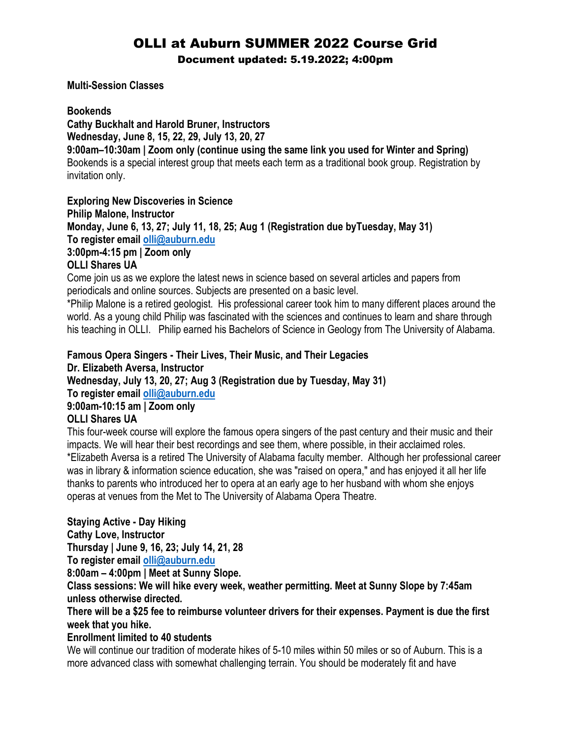# OLLI at Auburn SUMMER 2022 Course Grid

## Document updated: 5.19.2022; 4:00pm

**Multi-Session Classes**

**Bookends**
**Cathy Buckhalt and Harold Bruner, Instructors**
**Wednesday, June 8, 15, 22, 29, July 13, 20, 27**
**9:00am–10:30am | Zoom only (continue using the same link you used for Winter and Spring)**
Bookends is a special interest group that meets each term as a traditional book group. Registration by invitation only.

**Exploring New Discoveries in Science**
**Philip Malone, Instructor**
**Monday, June 6, 13, 27; July 11, 18, 25; Aug 1 (Registration due byTuesday, May 31)**
**To register email olli@auburn.edu**
**3:00pm-4:15 pm | Zoom only**
**OLLI Shares UA**
Come join us as we explore the latest news in science based on several articles and papers from periodicals and online sources. Subjects are presented on a basic level.
*Philip Malone is a retired geologist. His professional career took him to many different places around the world. As a young child Philip was fascinated with the sciences and continues to learn and share through his teaching in OLLI. Philip earned his Bachelors of Science in Geology from The University of Alabama.

**Famous Opera Singers - Their Lives, Their Music, and Their Legacies**
**Dr. Elizabeth Aversa, Instructor**
**Wednesday, July 13, 20, 27; Aug 3 (Registration due by Tuesday, May 31)**
**To register email olli@auburn.edu**
**9:00am-10:15 am | Zoom only**
**OLLI Shares UA**
This four-week course will explore the famous opera singers of the past century and their music and their impacts. We will hear their best recordings and see them, where possible, in their acclaimed roles.
*Elizabeth Aversa is a retired The University of Alabama faculty member. Although her professional career was in library & information science education, she was "raised on opera," and has enjoyed it all her life thanks to parents who introduced her to opera at an early age to her husband with whom she enjoys operas at venues from the Met to The University of Alabama Opera Theatre.

**Staying Active - Day Hiking**
**Cathy Love, Instructor**
**Thursday | June 9, 16, 23; July 14, 21, 28**
**To register email olli@auburn.edu**
**8:00am – 4:00pm | Meet at Sunny Slope.**
**Class sessions: We will hike every week, weather permitting. Meet at Sunny Slope by 7:45am unless otherwise directed.**
**There will be a $25 fee to reimburse volunteer drivers for their expenses. Payment is due the first week that you hike.**
**Enrollment limited to 40 students**
We will continue our tradition of moderate hikes of 5-10 miles within 50 miles or so of Auburn. This is a more advanced class with somewhat challenging terrain. You should be moderately fit and have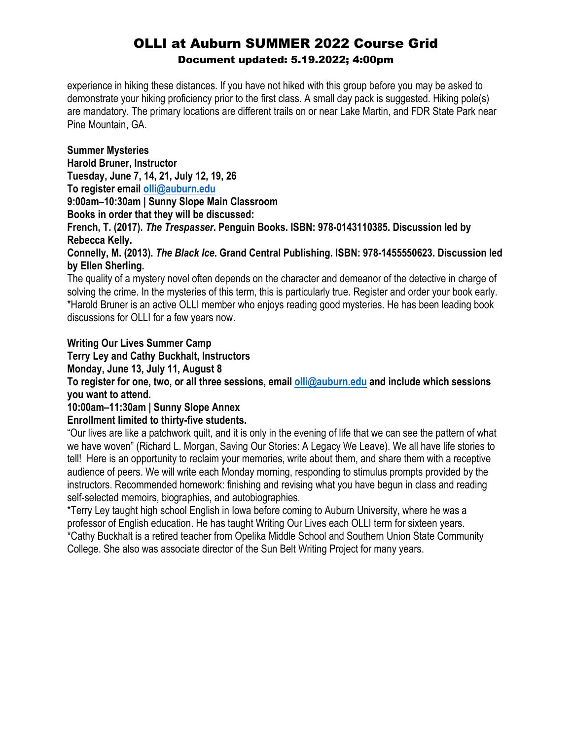experience in hiking these distances. If you have not hiked with this group before you may be asked to demonstrate your hiking proficiency prior to the first class. A small day pack is suggested. Hiking pole(s) are mandatory. The primary locations are different trails on or near Lake Martin, and FDR State Park near Pine Mountain, GA.

**Summer Mysteries**
**Harold Bruner, Instructor**
**Tuesday, June 7, 14, 21, July 12, 19, 26**
**To register email [olli@auburn.edu](mailto:olli@auburn.edu)**
**9:00am–10:30am | Sunny Slope Main Classroom**
**Books in order that they will be discussed:**
**French, T. (2017). *The Trespasser*. Penguin Books. ISBN: 978-0143110385. Discussion led by Rebecca Kelly.**
**Connelly, M. (2013). *The Black Ice*. Grand Central Publishing. ISBN: 978-1455550623. Discussion led by Ellen Sherling.**
The quality of a mystery novel often depends on the character and demeanor of the detective in charge of solving the crime. In the mysteries of this term, this is particularly true. Register and order your book early.
*Harold Bruner is an active OLLI member who enjoys reading good mysteries. He has been leading book discussions for OLLI for a few years now.

**Writing Our Lives Summer Camp**
**Terry Ley and Cathy Buckhalt, Instructors**
**Monday, June 13, July 11, August 8**
**To register for one, two, or all three sessions, email [olli@auburn.edu](mailto:olli@auburn.edu) and include which sessions you want to attend.**
**10:00am–11:30am | Sunny Slope Annex**
**Enrollment limited to thirty-five students.**
"Our lives are like a patchwork quilt, and it is only in the evening of life that we can see the pattern of what we have woven" (Richard L. Morgan, Saving Our Stories: A Legacy We Leave). We all have life stories to tell! Here is an opportunity to reclaim your memories, write about them, and share them with a receptive audience of peers. We will write each Monday morning, responding to stimulus prompts provided by the instructors. Recommended homework: finishing and revising what you have begun in class and reading self-selected memoirs, biographies, and autobiographies.
*Terry Ley taught high school English in Iowa before coming to Auburn University, where he was a professor of English education. He has taught Writing Our Lives each OLLI term for sixteen years.
*Cathy Buckhalt is a retired teacher from Opelika Middle School and Southern Union State Community College. She also was associate director of the Sun Belt Writing Project for many years.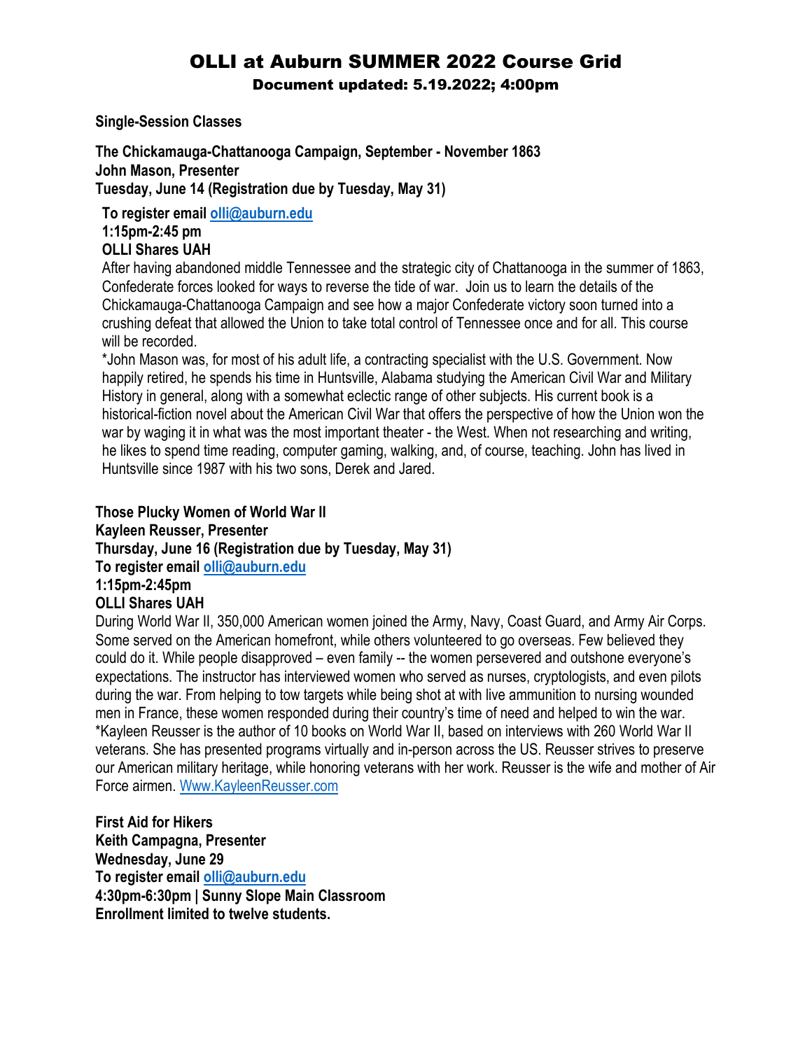# OLLI at Auburn SUMMER 2022 Course Grid

## Document updated: 5.19.2022; 4:00pm

**Single-Session Classes**

**The Chickamauga-Chattanooga Campaign, September - November 1863**
**John Mason, Presenter**
**Tuesday, June 14 (Registration due by Tuesday, May 31)**

**To register email olli@auburn.edu**
**1:15pm-2:45 pm**
**OLLI Shares UAH**

After having abandoned middle Tennessee and the strategic city of Chattanooga in the summer of 1863, Confederate forces looked for ways to reverse the tide of war. Join us to learn the details of the Chickamauga-Chattanooga Campaign and see how a major Confederate victory soon turned into a crushing defeat that allowed the Union to take total control of Tennessee once and for all. This course will be recorded.

*John Mason was, for most of his adult life, a contracting specialist with the U.S. Government. Now happily retired, he spends his time in Huntsville, Alabama studying the American Civil War and Military History in general, along with a somewhat eclectic range of other subjects. His current book is a historical-fiction novel about the American Civil War that offers the perspective of how the Union won the war by waging it in what was the most important theater - the West. When not researching and writing, he likes to spend time reading, computer gaming, walking, and, of course, teaching. John has lived in Huntsville since 1987 with his two sons, Derek and Jared.

**Those Plucky Women of World War II**
**Kayleen Reusser, Presenter**
**Thursday, June 16 (Registration due by Tuesday, May 31)**
**To register email olli@auburn.edu**
**1:15pm-2:45pm**
**OLLI Shares UAH**

During World War II, 350,000 American women joined the Army, Navy, Coast Guard, and Army Air Corps. Some served on the American homefront, while others volunteered to go overseas. Few believed they could do it. While people disapproved – even family -- the women persevered and outshone everyone's expectations. The instructor has interviewed women who served as nurses, cryptologists, and even pilots during the war. From helping to tow targets while being shot at with live ammunition to nursing wounded men in France, these women responded during their country's time of need and helped to win the war.
*Kayleen Reusser is the author of 10 books on World War II, based on interviews with 260 World War II veterans. She has presented programs virtually and in-person across the US. Reusser strives to preserve our American military heritage, while honoring veterans with her work. Reusser is the wife and mother of Air Force airmen. Www.KayleenReusser.com

**First Aid for Hikers**
**Keith Campagna, Presenter**
**Wednesday, June 29**
**To register email olli@auburn.edu**
**4:30pm-6:30pm | Sunny Slope Main Classroom**
**Enrollment limited to twelve students.**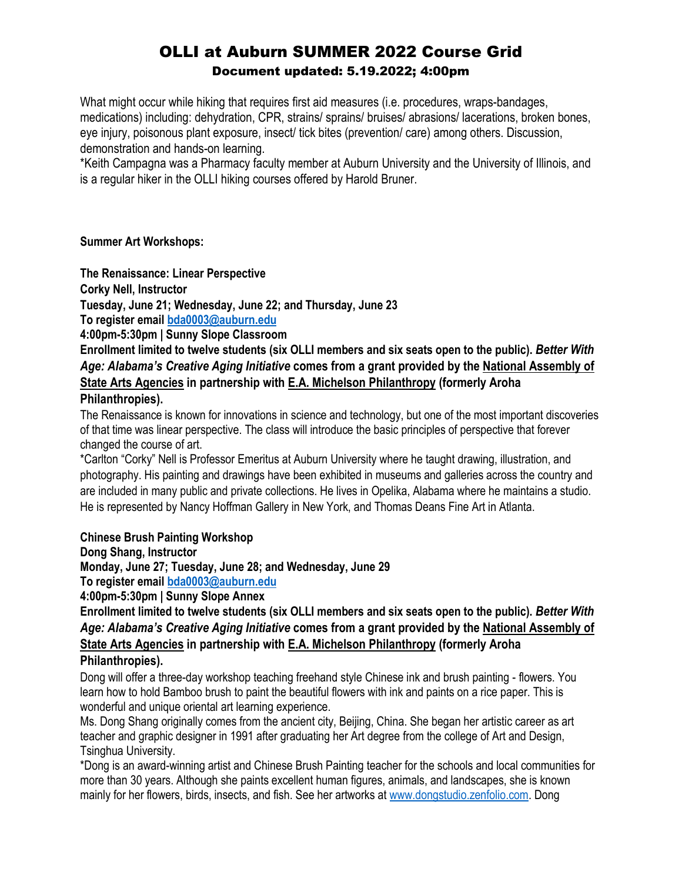# OLLI at Auburn SUMMER 2022 Course Grid

## Document updated: 5.19.2022; 4:00pm

What might occur while hiking that requires first aid measures (i.e. procedures, wraps-bandages, medications) including: dehydration, CPR, strains/ sprains/ bruises/ abrasions/ lacerations, broken bones, eye injury, poisonous plant exposure, insect/ tick bites (prevention/ care) among others. Discussion, demonstration and hands-on learning.

*Keith Campagna was a Pharmacy faculty member at Auburn University and the University of Illinois, and is a regular hiker in the OLLI hiking courses offered by Harold Bruner.

**Summer Art Workshops:**

**The Renaissance: Linear Perspective**
**Corky Nell, Instructor**
**Tuesday, June 21; Wednesday, June 22; and Thursday, June 23**
**To register email [bda0003@auburn.edu](mailto:bda0003@auburn.edu)**
**4:00pm-5:30pm | Sunny Slope Classroom**
**Enrollment limited to twelve students (six OLLI members and six seats open to the public).** ***Better With Age: Alabama's Creative Aging Initiative*** **comes from a grant provided by the National Assembly of State Arts Agencies in partnership with E.A. Michelson Philanthropy (formerly Aroha Philanthropies).**

The Renaissance is known for innovations in science and technology, but one of the most important discoveries of that time was linear perspective. The class will introduce the basic principles of perspective that forever changed the course of art.

*Carlton "Corky" Nell is Professor Emeritus at Auburn University where he taught drawing, illustration, and photography. His painting and drawings have been exhibited in museums and galleries across the country and are included in many public and private collections. He lives in Opelika, Alabama where he maintains a studio. He is represented by Nancy Hoffman Gallery in New York, and Thomas Deans Fine Art in Atlanta.

**Chinese Brush Painting Workshop**
**Dong Shang, Instructor**
**Monday, June 27; Tuesday, June 28; and Wednesday, June 29**
**To register email [bda0003@auburn.edu](mailto:bda0003@auburn.edu)**
**4:00pm-5:30pm | Sunny Slope Annex**
**Enrollment limited to twelve students (six OLLI members and six seats open to the public).** ***Better With Age: Alabama's Creative Aging Initiative*** **comes from a grant provided by the National Assembly of State Arts Agencies in partnership with E.A. Michelson Philanthropy (formerly Aroha Philanthropies).**

Dong will offer a three-day workshop teaching freehand style Chinese ink and brush painting - flowers. You learn how to hold Bamboo brush to paint the beautiful flowers with ink and paints on a rice paper. This is wonderful and unique oriental art learning experience.

Ms. Dong Shang originally comes from the ancient city, Beijing, China. She began her artistic career as art teacher and graphic designer in 1991 after graduating her Art degree from the college of Art and Design, Tsinghua University.

*Dong is an award-winning artist and Chinese Brush Painting teacher for the schools and local communities for more than 30 years. Although she paints excellent human figures, animals, and landscapes, she is known mainly for her flowers, birds, insects, and fish. See her artworks at [www.dongstudio.zenfolio.com](http://www.dongstudio.zenfolio.com). Dong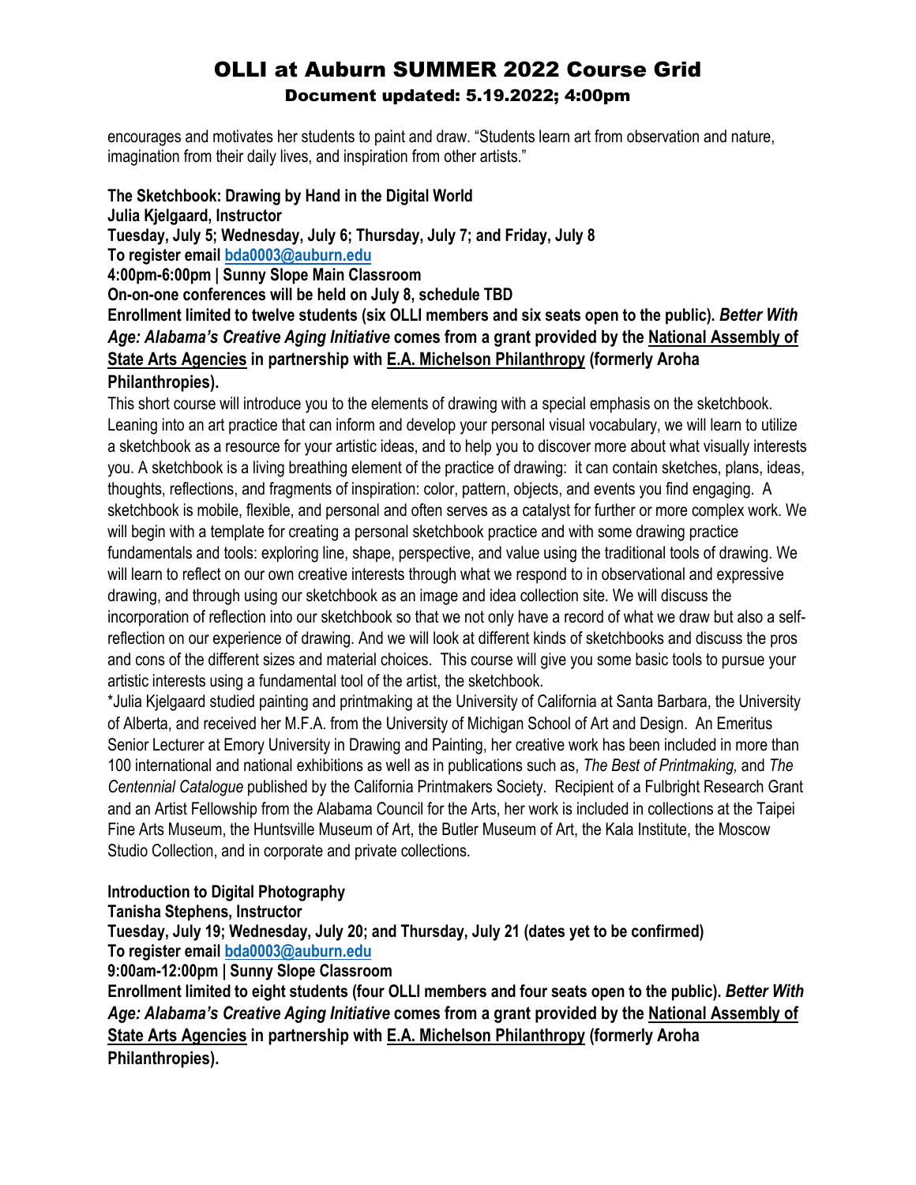encourages and motivates her students to paint and draw. "Students learn art from observation and nature, imagination from their daily lives, and inspiration from other artists."

**The Sketchbook: Drawing by Hand in the Digital World**
**Julia Kjelgaard, Instructor**
**Tuesday, July 5; Wednesday, July 6; Thursday, July 7; and Friday, July 8**
**To register email bda0003@auburn.edu**
**4:00pm-6:00pm | Sunny Slope Main Classroom**
**On-on-one conferences will be held on July 8, schedule TBD**
**Enrollment limited to twelve students (six OLLI members and six seats open to the public).** ***Better With Age: Alabama's Creative Aging Initiative*** **comes from a grant provided by the National Assembly of State Arts Agencies in partnership with E.A. Michelson Philanthropy (formerly Aroha Philanthropies).**

This short course will introduce you to the elements of drawing with a special emphasis on the sketchbook. Leaning into an art practice that can inform and develop your personal visual vocabulary, we will learn to utilize a sketchbook as a resource for your artistic ideas, and to help you to discover more about what visually interests you. A sketchbook is a living breathing element of the practice of drawing: it can contain sketches, plans, ideas, thoughts, reflections, and fragments of inspiration: color, pattern, objects, and events you find engaging. A sketchbook is mobile, flexible, and personal and often serves as a catalyst for further or more complex work. We will begin with a template for creating a personal sketchbook practice and with some drawing practice fundamentals and tools: exploring line, shape, perspective, and value using the traditional tools of drawing. We will learn to reflect on our own creative interests through what we respond to in observational and expressive drawing, and through using our sketchbook as an image and idea collection site. We will discuss the incorporation of reflection into our sketchbook so that we not only have a record of what we draw but also a self-reflection on our experience of drawing. And we will look at different kinds of sketchbooks and discuss the pros and cons of the different sizes and material choices. This course will give you some basic tools to pursue your artistic interests using a fundamental tool of the artist, the sketchbook.

*Julia Kjelgaard studied painting and printmaking at the University of California at Santa Barbara, the University of Alberta, and received her M.F.A. from the University of Michigan School of Art and Design. An Emeritus Senior Lecturer at Emory University in Drawing and Painting, her creative work has been included in more than 100 international and national exhibitions as well as in publications such as, *The Best of Printmaking,* and *The Centennial Catalogue* published by the California Printmakers Society. Recipient of a Fulbright Research Grant and an Artist Fellowship from the Alabama Council for the Arts, her work is included in collections at the Taipei Fine Arts Museum, the Huntsville Museum of Art, the Butler Museum of Art, the Kala Institute, the Moscow Studio Collection, and in corporate and private collections.

**Introduction to Digital Photography**
**Tanisha Stephens, Instructor**
**Tuesday, July 19; Wednesday, July 20; and Thursday, July 21 (dates yet to be confirmed)**
**To register email bda0003@auburn.edu**
**9:00am-12:00pm | Sunny Slope Classroom**
**Enrollment limited to eight students (four OLLI members and four seats open to the public).** ***Better With Age: Alabama's Creative Aging Initiative*** **comes from a grant provided by the National Assembly of State Arts Agencies in partnership with E.A. Michelson Philanthropy (formerly Aroha Philanthropies).**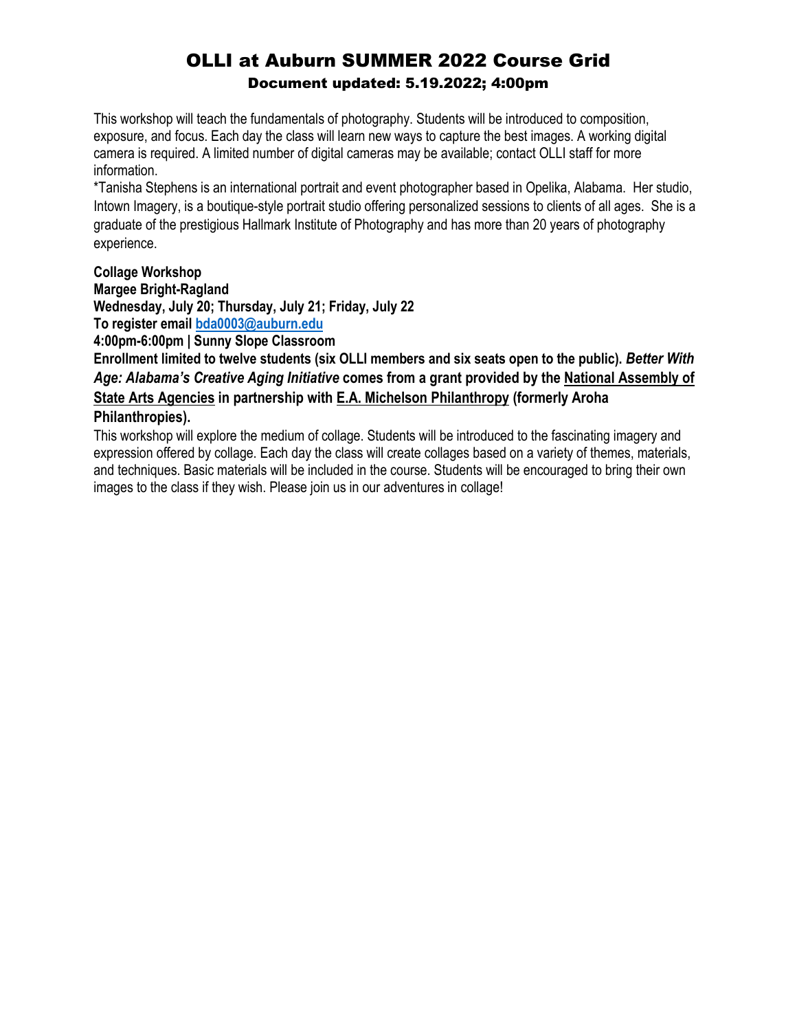This workshop will teach the fundamentals of photography. Students will be introduced to composition, exposure, and focus. Each day the class will learn new ways to capture the best images. A working digital camera is required. A limited number of digital cameras may be available; contact OLLI staff for more information.

*Tanisha Stephens is an international portrait and event photographer based in Opelika, Alabama. Her studio, Intown Imagery, is a boutique-style portrait studio offering personalized sessions to clients of all ages. She is a graduate of the prestigious Hallmark Institute of Photography and has more than 20 years of photography experience.

**Collage Workshop**
**Margee Bright-Ragland**
**Wednesday, July 20; Thursday, July 21; Friday, July 22**
**To register email bda0003@auburn.edu**
**4:00pm-6:00pm | Sunny Slope Classroom**
**Enrollment limited to twelve students (six OLLI members and six seats open to the public).** ***Better With Age: Alabama's Creative Aging Initiative*** **comes from a grant provided by the National Assembly of State Arts Agencies in partnership with E.A. Michelson Philanthropy (formerly Aroha Philanthropies).**

This workshop will explore the medium of collage. Students will be introduced to the fascinating imagery and expression offered by collage. Each day the class will create collages based on a variety of themes, materials, and techniques. Basic materials will be included in the course. Students will be encouraged to bring their own images to the class if they wish. Please join us in our adventures in collage!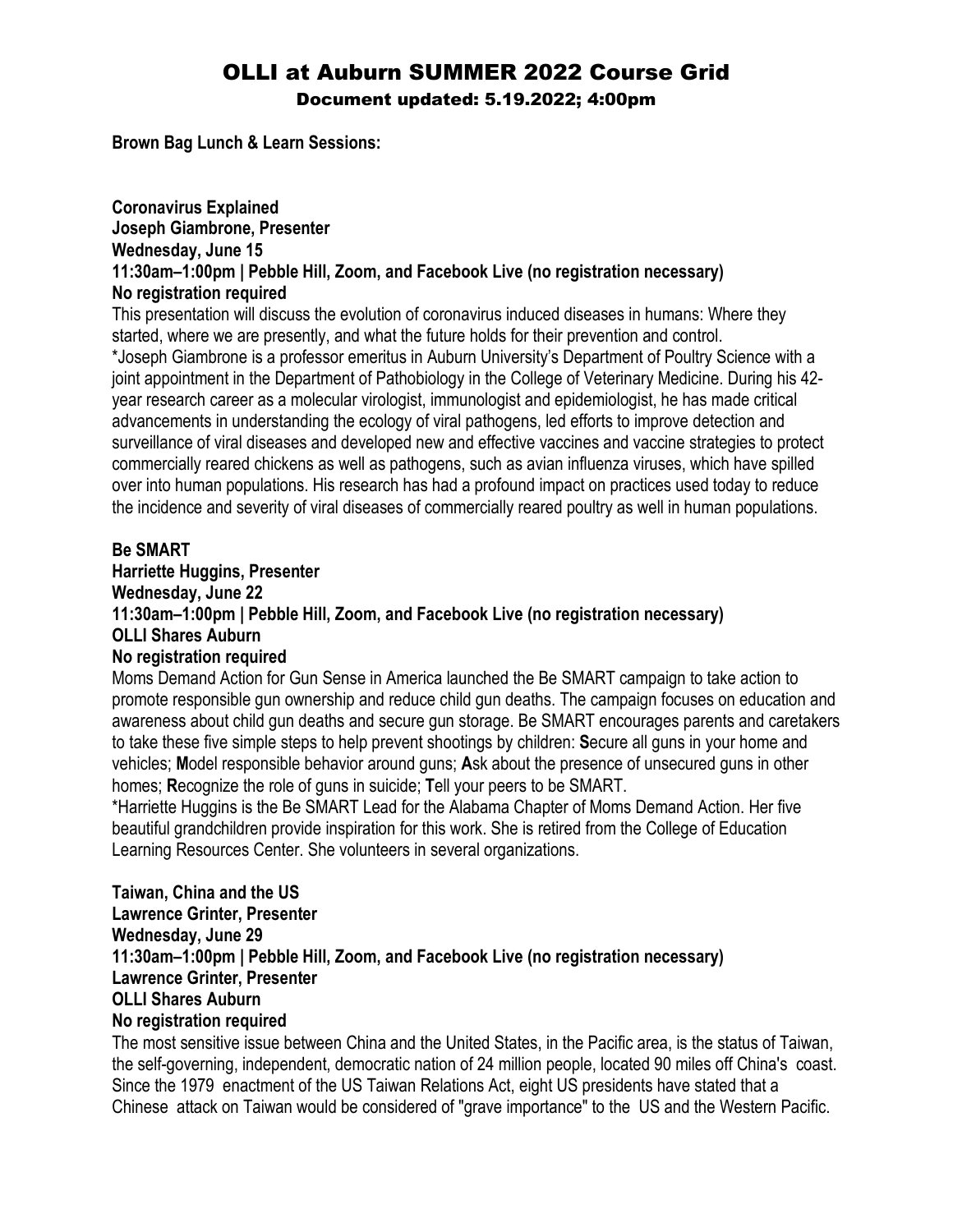# OLLI at Auburn SUMMER 2022 Course Grid

## Document updated: 5.19.2022; 4:00pm

**Brown Bag Lunch & Learn Sessions:**

**Coronavirus Explained**
**Joseph Giambrone, Presenter**
**Wednesday, June 15**
**11:30am–1:00pm | Pebble Hill, Zoom, and Facebook Live (no registration necessary)**
**No registration required**

This presentation will discuss the evolution of coronavirus induced diseases in humans: Where they started, where we are presently, and what the future holds for their prevention and control.

*Joseph Giambrone is a professor emeritus in Auburn University's Department of Poultry Science with a joint appointment in the Department of Pathobiology in the College of Veterinary Medicine. During his 42-year research career as a molecular virologist, immunologist and epidemiologist, he has made critical advancements in understanding the ecology of viral pathogens, led efforts to improve detection and surveillance of viral diseases and developed new and effective vaccines and vaccine strategies to protect commercially reared chickens as well as pathogens, such as avian influenza viruses, which have spilled over into human populations. His research has had a profound impact on practices used today to reduce the incidence and severity of viral diseases of commercially reared poultry as well in human populations.

**Be SMART**
**Harriette Huggins, Presenter**
**Wednesday, June 22**
**11:30am–1:00pm | Pebble Hill, Zoom, and Facebook Live (no registration necessary)**
**OLLI Shares Auburn**
**No registration required**

Moms Demand Action for Gun Sense in America launched the Be SMART campaign to take action to promote responsible gun ownership and reduce child gun deaths. The campaign focuses on education and awareness about child gun deaths and secure gun storage. Be SMART encourages parents and caretakers to take these five simple steps to help prevent shootings by children: **S**ecure all guns in your home and vehicles; **M**odel responsible behavior around guns; **A**sk about the presence of unsecured guns in other homes; **R**ecognize the role of guns in suicide; **T**ell your peers to be SMART.

*Harriette Huggins is the Be SMART Lead for the Alabama Chapter of Moms Demand Action. Her five beautiful grandchildren provide inspiration for this work. She is retired from the College of Education Learning Resources Center. She volunteers in several organizations.

**Taiwan, China and the US**
**Lawrence Grinter, Presenter**
**Wednesday, June 29**
**11:30am–1:00pm | Pebble Hill, Zoom, and Facebook Live (no registration necessary)**
**Lawrence Grinter, Presenter**
**OLLI Shares Auburn**
**No registration required**

The most sensitive issue between China and the United States, in the Pacific area, is the status of Taiwan, the self-governing, independent, democratic nation of 24 million people, located 90 miles off China's coast. Since the 1979 enactment of the US Taiwan Relations Act, eight US presidents have stated that a Chinese attack on Taiwan would be considered of "grave importance" to the US and the Western Pacific.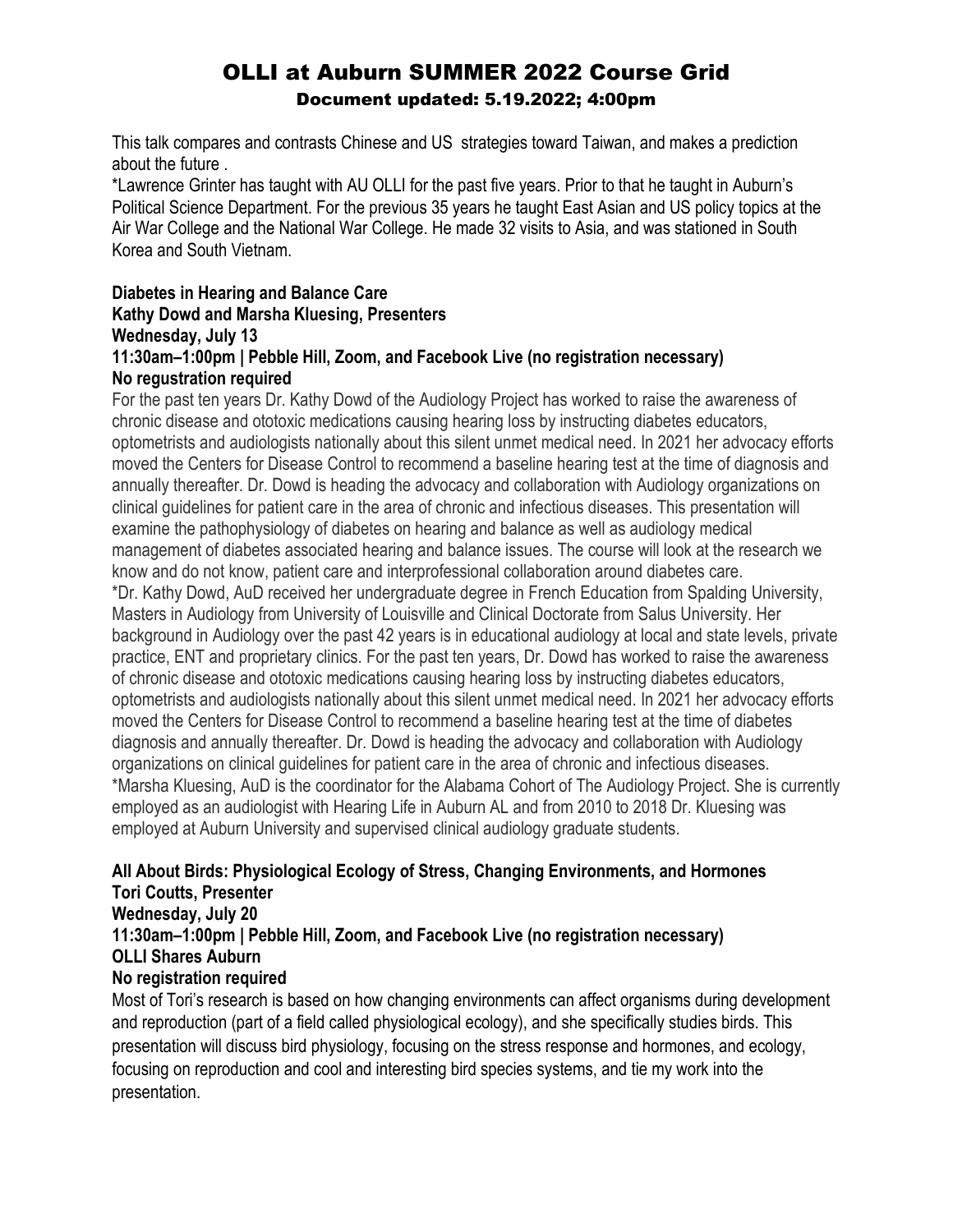# OLLI at Auburn SUMMER 2022 Course Grid

**Document updated: 5.19.2022; 4:00pm**

This talk compares and contrasts Chinese and US strategies toward Taiwan, and makes a prediction about the future .

*Lawrence Grinter has taught with AU OLLI for the past five years. Prior to that he taught in Auburn's Political Science Department. For the previous 35 years he taught East Asian and US policy topics at the Air War College and the National War College. He made 32 visits to Asia, and was stationed in South Korea and South Vietnam.

**Diabetes in Hearing and Balance Care**
**Kathy Dowd and Marsha Kluesing, Presenters**
**Wednesday, July 13**
**11:30am–1:00pm | Pebble Hill, Zoom, and Facebook Live (no registration necessary)**
**No regustration required**

For the past ten years Dr. Kathy Dowd of the Audiology Project has worked to raise the awareness of chronic disease and ototoxic medications causing hearing loss by instructing diabetes educators, optometrists and audiologists nationally about this silent unmet medical need. In 2021 her advocacy efforts moved the Centers for Disease Control to recommend a baseline hearing test at the time of diagnosis and annually thereafter. Dr. Dowd is heading the advocacy and collaboration with Audiology organizations on clinical guidelines for patient care in the area of chronic and infectious diseases. This presentation will examine the pathophysiology of diabetes on hearing and balance as well as audiology medical management of diabetes associated hearing and balance issues. The course will look at the research we know and do not know, patient care and interprofessional collaboration around diabetes care.

*Dr. Kathy Dowd, AuD received her undergraduate degree in French Education from Spalding University, Masters in Audiology from University of Louisville and Clinical Doctorate from Salus University. Her background in Audiology over the past 42 years is in educational audiology at local and state levels, private practice, ENT and proprietary clinics. For the past ten years, Dr. Dowd has worked to raise the awareness of chronic disease and ototoxic medications causing hearing loss by instructing diabetes educators, optometrists and audiologists nationally about this silent unmet medical need. In 2021 her advocacy efforts moved the Centers for Disease Control to recommend a baseline hearing test at the time of diabetes diagnosis and annually thereafter. Dr. Dowd is heading the advocacy and collaboration with Audiology organizations on clinical guidelines for patient care in the area of chronic and infectious diseases.

*Marsha Kluesing, AuD is the coordinator for the Alabama Cohort of The Audiology Project. She is currently employed as an audiologist with Hearing Life in Auburn AL and from 2010 to 2018 Dr. Kluesing was employed at Auburn University and supervised clinical audiology graduate students.

**All About Birds: Physiological Ecology of Stress, Changing Environments, and Hormones**
**Tori Coutts, Presenter**
**Wednesday, July 20**
**11:30am–1:00pm | Pebble Hill, Zoom, and Facebook Live (no registration necessary)**
**OLLI Shares Auburn**
**No registration required**

Most of Tori's research is based on how changing environments can affect organisms during development and reproduction (part of a field called physiological ecology), and she specifically studies birds. This presentation will discuss bird physiology, focusing on the stress response and hormones, and ecology, focusing on reproduction and cool and interesting bird species systems, and tie my work into the presentation.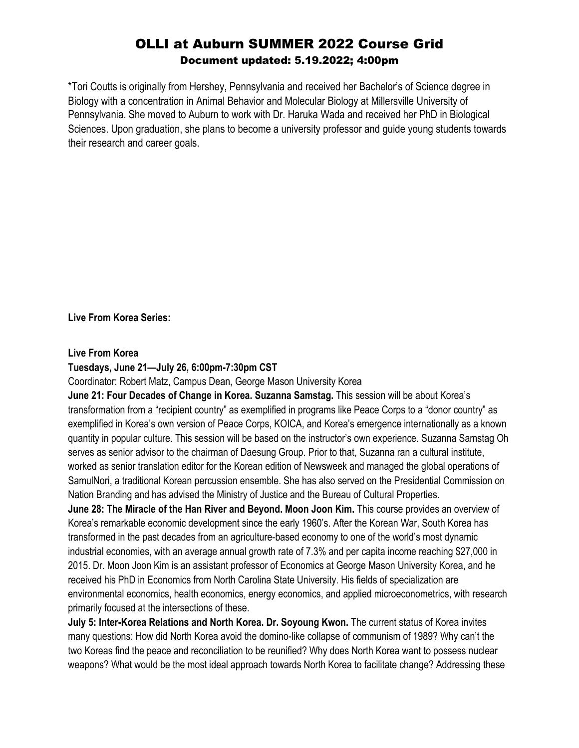# OLLI at Auburn SUMMER 2022 Course Grid

## Document updated: 5.19.2022; 4:00pm

*Tori Coutts is originally from Hershey, Pennsylvania and received her Bachelor's of Science degree in Biology with a concentration in Animal Behavior and Molecular Biology at Millersville University of Pennsylvania. She moved to Auburn to work with Dr. Haruka Wada and received her PhD in Biological Sciences. Upon graduation, she plans to become a university professor and guide young students towards their research and career goals.

**Live From Korea Series:**

**Live From Korea**
**Tuesdays, June 21—July 26, 6:00pm-7:30pm CST**
Coordinator: Robert Matz, Campus Dean, George Mason University Korea

**June 21: Four Decades of Change in Korea. Suzanna Samstag.** This session will be about Korea's transformation from a "recipient country" as exemplified in programs like Peace Corps to a "donor country" as exemplified in Korea's own version of Peace Corps, KOICA, and Korea's emergence internationally as a known quantity in popular culture. This session will be based on the instructor's own experience. Suzanna Samstag Oh serves as senior advisor to the chairman of Daesung Group. Prior to that, Suzanna ran a cultural institute, worked as senior translation editor for the Korean edition of Newsweek and managed the global operations of SamulNori, a traditional Korean percussion ensemble. She has also served on the Presidential Commission on Nation Branding and has advised the Ministry of Justice and the Bureau of Cultural Properties.

**June 28: The Miracle of the Han River and Beyond. Moon Joon Kim.** This course provides an overview of Korea's remarkable economic development since the early 1960's. After the Korean War, South Korea has transformed in the past decades from an agriculture-based economy to one of the world's most dynamic industrial economies, with an average annual growth rate of 7.3% and per capita income reaching $27,000 in 2015. Dr. Moon Joon Kim is an assistant professor of Economics at George Mason University Korea, and he received his PhD in Economics from North Carolina State University. His fields of specialization are environmental economics, health economics, energy economics, and applied microeconometrics, with research primarily focused at the intersections of these.

**July 5: Inter-Korea Relations and North Korea. Dr. Soyoung Kwon.** The current status of Korea invites many questions: How did North Korea avoid the domino-like collapse of communism of 1989? Why can't the two Koreas find the peace and reconciliation to be reunified? Why does North Korea want to possess nuclear weapons? What would be the most ideal approach towards North Korea to facilitate change? Addressing these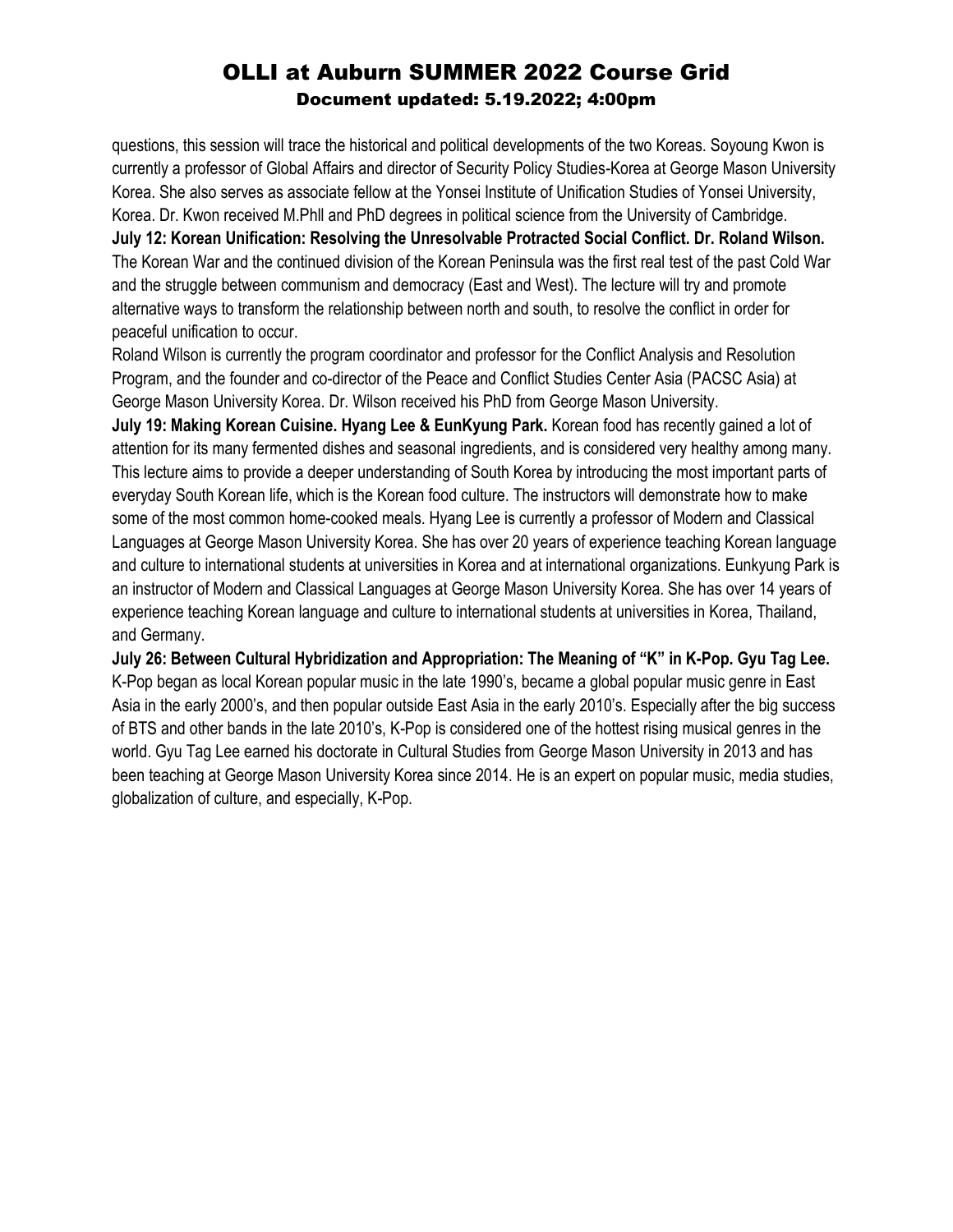questions, this session will trace the historical and political developments of the two Koreas. Soyoung Kwon is currently a professor of Global Affairs and director of Security Policy Studies-Korea at George Mason University Korea. She also serves as associate fellow at the Yonsei Institute of Unification Studies of Yonsei University, Korea. Dr. Kwon received M.Phll and PhD degrees in political science from the University of Cambridge.

**July 12: Korean Unification: Resolving the Unresolvable Protracted Social Conflict. Dr. Roland Wilson.** The Korean War and the continued division of the Korean Peninsula was the first real test of the past Cold War and the struggle between communism and democracy (East and West). The lecture will try and promote alternative ways to transform the relationship between north and south, to resolve the conflict in order for peaceful unification to occur.

Roland Wilson is currently the program coordinator and professor for the Conflict Analysis and Resolution Program, and the founder and co-director of the Peace and Conflict Studies Center Asia (PACSC Asia) at George Mason University Korea. Dr. Wilson received his PhD from George Mason University.

**July 19: Making Korean Cuisine. Hyang Lee & EunKyung Park.** Korean food has recently gained a lot of attention for its many fermented dishes and seasonal ingredients, and is considered very healthy among many. This lecture aims to provide a deeper understanding of South Korea by introducing the most important parts of everyday South Korean life, which is the Korean food culture. The instructors will demonstrate how to make some of the most common home-cooked meals. Hyang Lee is currently a professor of Modern and Classical Languages at George Mason University Korea. She has over 20 years of experience teaching Korean language and culture to international students at universities in Korea and at international organizations. Eunkyung Park is an instructor of Modern and Classical Languages at George Mason University Korea. She has over 14 years of experience teaching Korean language and culture to international students at universities in Korea, Thailand, and Germany.

**July 26: Between Cultural Hybridization and Appropriation: The Meaning of "K" in K-Pop. Gyu Tag Lee.** K-Pop began as local Korean popular music in the late 1990's, became a global popular music genre in East Asia in the early 2000's, and then popular outside East Asia in the early 2010's. Especially after the big success of BTS and other bands in the late 2010's, K-Pop is considered one of the hottest rising musical genres in the world. Gyu Tag Lee earned his doctorate in Cultural Studies from George Mason University in 2013 and has been teaching at George Mason University Korea since 2014. He is an expert on popular music, media studies, globalization of culture, and especially, K-Pop.